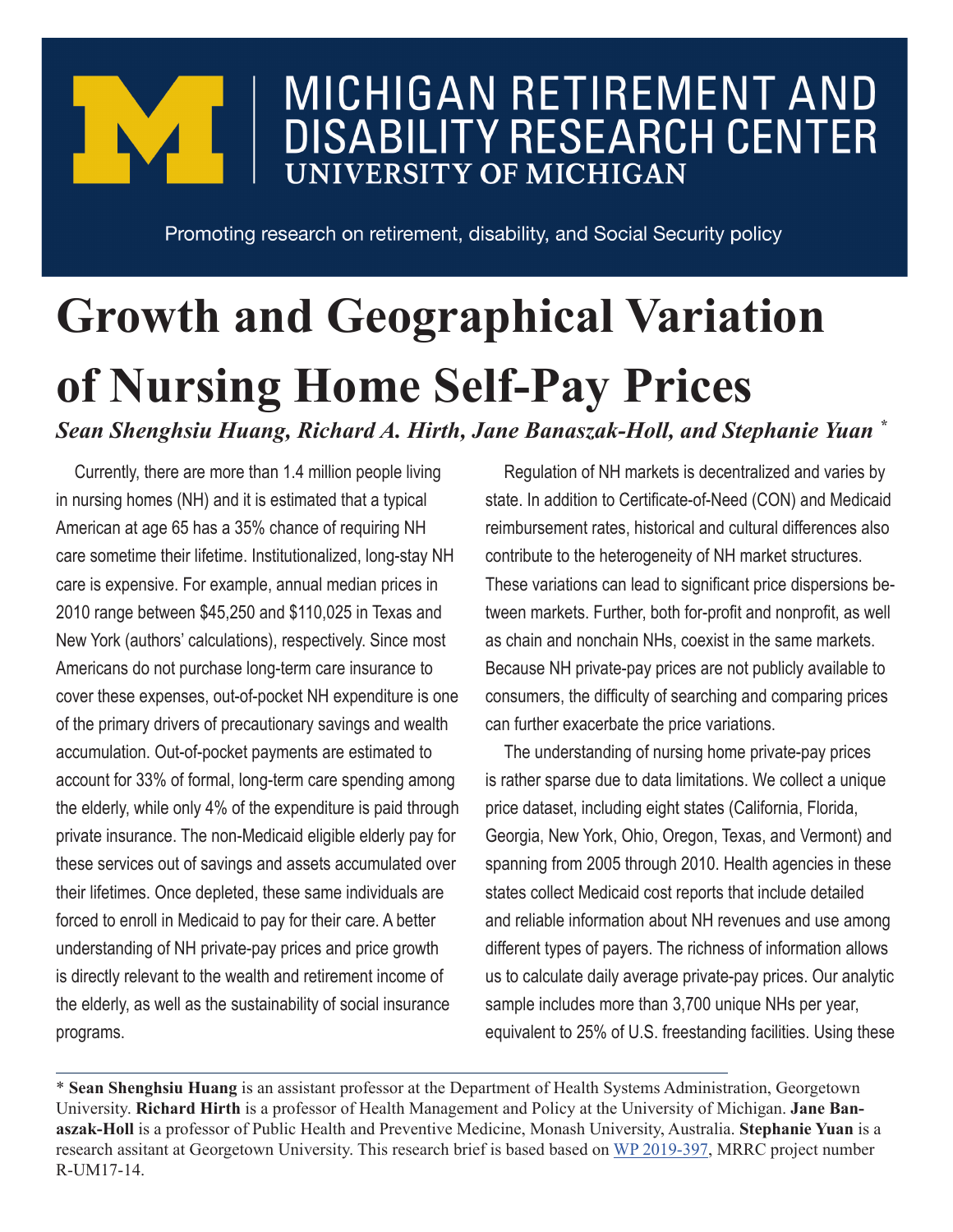# MICHIGAN RETIREMENT AND DISABILITY RESEARCH CENTER

**UNIVERSITY OF MICHIGAN**

Promoting research on retirement, disability, and Social Security policy

# Growth and Geographical Variation of Nursing Home Self-Pay Prices

***Sean Shenghsiu Huang, Richard A. Hirth, Jane Banaszak-Holl, and Stephanie Yuan*** *

Currently, there are more than 1.4 million people living in nursing homes (NH) and it is estimated that a typical American at age 65 has a 35% chance of requiring NH care sometime their lifetime. Institutionalized, long-stay NH care is expensive. For example, annual median prices in 2010 range between $45,250 and $110,025 in Texas and New York (authors' calculations), respectively. Since most Americans do not purchase long-term care insurance to cover these expenses, out-of-pocket NH expenditure is one of the primary drivers of precautionary savings and wealth accumulation. Out-of-pocket payments are estimated to account for 33% of formal, long-term care spending among the elderly, while only 4% of the expenditure is paid through private insurance. The non-Medicaid eligible elderly pay for these services out of savings and assets accumulated over their lifetimes. Once depleted, these same individuals are forced to enroll in Medicaid to pay for their care. A better understanding of NH private-pay prices and price growth is directly relevant to the wealth and retirement income of the elderly, as well as the sustainability of social insurance programs.

Regulation of NH markets is decentralized and varies by state. In addition to Certificate-of-Need (CON) and Medicaid reimbursement rates, historical and cultural differences also contribute to the heterogeneity of NH market structures. These variations can lead to significant price dispersions between markets. Further, both for-profit and nonprofit, as well as chain and nonchain NHs, coexist in the same markets. Because NH private-pay prices are not publicly available to consumers, the difficulty of searching and comparing prices can further exacerbate the price variations.

The understanding of nursing home private-pay prices is rather sparse due to data limitations. We collect a unique price dataset, including eight states (California, Florida, Georgia, New York, Ohio, Oregon, Texas, and Vermont) and spanning from 2005 through 2010. Health agencies in these states collect Medicaid cost reports that include detailed and reliable information about NH revenues and use among different types of payers. The richness of information allows us to calculate daily average private-pay prices. Our analytic sample includes more than 3,700 unique NHs per year, equivalent to 25% of U.S. freestanding facilities. Using these

---

* **Sean Shenghsiu Huang** is an assistant professor at the Department of Health Systems Administration, Georgetown University. **Richard Hirth** is a professor of Health Management and Policy at the University of Michigan. **Jane Banaszak-Holl** is a professor of Public Health and Preventive Medicine, Monash University, Australia. **Stephanie Yuan** is a research assitant at Georgetown University. This research brief is based based on WP 2019-397, MRRC project number R-UM17-14.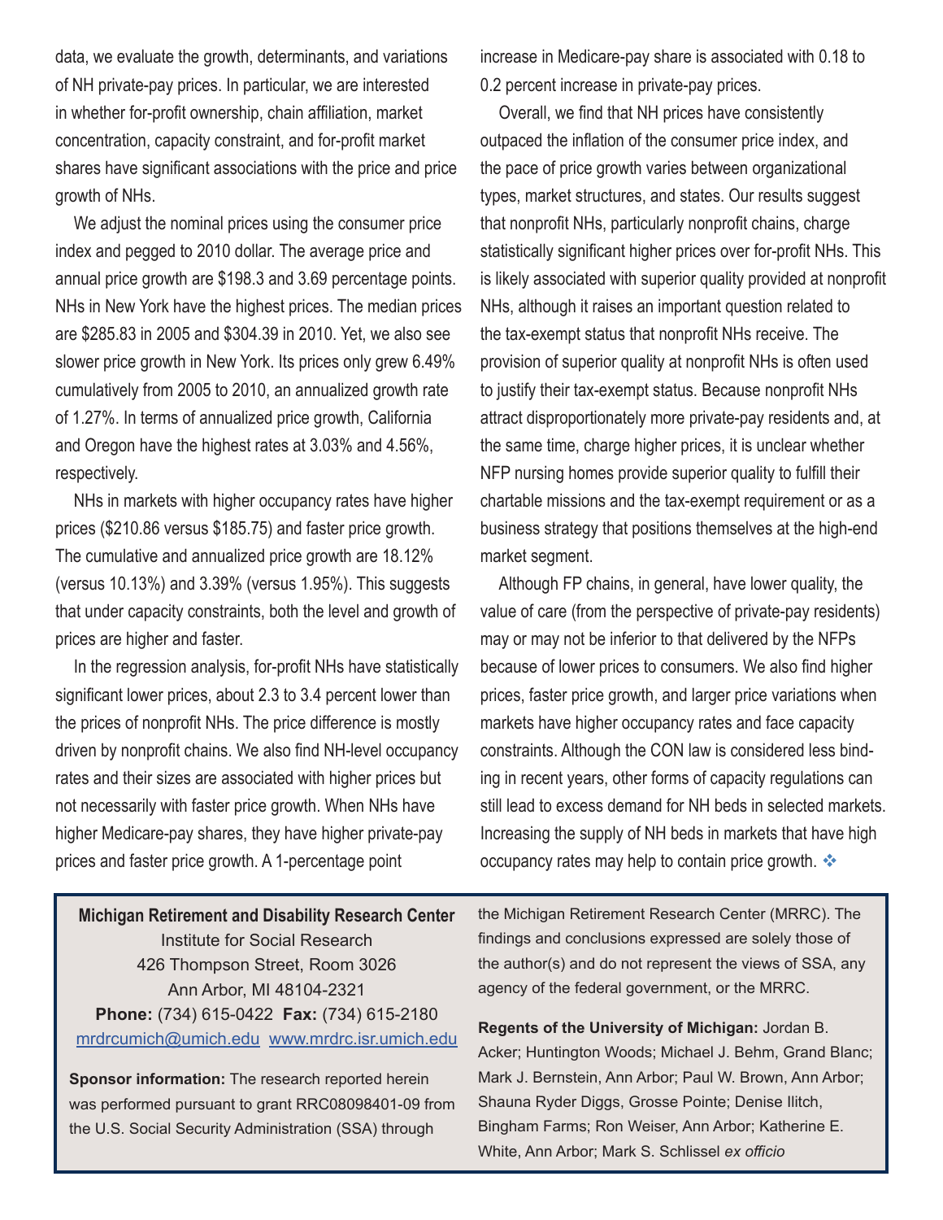data, we evaluate the growth, determinants, and variations of NH private-pay prices. In particular, we are interested in whether for-profit ownership, chain affiliation, market concentration, capacity constraint, and for-profit market shares have significant associations with the price and price growth of NHs.

We adjust the nominal prices using the consumer price index and pegged to 2010 dollar. The average price and annual price growth are $198.3 and 3.69 percentage points. NHs in New York have the highest prices. The median prices are $285.83 in 2005 and $304.39 in 2010. Yet, we also see slower price growth in New York. Its prices only grew 6.49% cumulatively from 2005 to 2010, an annualized growth rate of 1.27%. In terms of annualized price growth, California and Oregon have the highest rates at 3.03% and 4.56%, respectively.

NHs in markets with higher occupancy rates have higher prices ($210.86 versus $185.75) and faster price growth. The cumulative and annualized price growth are 18.12% (versus 10.13%) and 3.39% (versus 1.95%). This suggests that under capacity constraints, both the level and growth of prices are higher and faster.

In the regression analysis, for-profit NHs have statistically significant lower prices, about 2.3 to 3.4 percent lower than the prices of nonprofit NHs. The price difference is mostly driven by nonprofit chains. We also find NH-level occupancy rates and their sizes are associated with higher prices but not necessarily with faster price growth. When NHs have higher Medicare-pay shares, they have higher private-pay prices and faster price growth. A 1-percentage point increase in Medicare-pay share is associated with 0.18 to 0.2 percent increase in private-pay prices.

Overall, we find that NH prices have consistently outpaced the inflation of the consumer price index, and the pace of price growth varies between organizational types, market structures, and states. Our results suggest that nonprofit NHs, particularly nonprofit chains, charge statistically significant higher prices over for-profit NHs. This is likely associated with superior quality provided at nonprofit NHs, although it raises an important question related to the tax-exempt status that nonprofit NHs receive. The provision of superior quality at nonprofit NHs is often used to justify their tax-exempt status. Because nonprofit NHs attract disproportionately more private-pay residents and, at the same time, charge higher prices, it is unclear whether NFP nursing homes provide superior quality to fulfill their chartable missions and the tax-exempt requirement or as a business strategy that positions themselves at the high-end market segment.

Although FP chains, in general, have lower quality, the value of care (from the perspective of private-pay residents) may or may not be inferior to that delivered by the NFPs because of lower prices to consumers. We also find higher prices, faster price growth, and larger price variations when markets have higher occupancy rates and face capacity constraints. Although the CON law is considered less binding in recent years, other forms of capacity regulations can still lead to excess demand for NH beds in selected markets. Increasing the supply of NH beds in markets that have high occupancy rates may help to contain price growth. ❖

---

**Michigan Retirement and Disability Research Center**
Institute for Social Research
426 Thompson Street, Room 3026
Ann Arbor, MI 48104-2321
**Phone:** (734) 615-0422 **Fax:** (734) 615-2180
mrdrcumich@umich.edu www.mrdrc.isr.umich.edu

**Sponsor information:** The research reported herein was performed pursuant to grant RRC08098401-09 from the U.S. Social Security Administration (SSA) through the Michigan Retirement Research Center (MRRC). The findings and conclusions expressed are solely those of the author(s) and do not represent the views of SSA, any agency of the federal government, or the MRRC.

**Regents of the University of Michigan:** Jordan B. Acker; Huntington Woods; Michael J. Behm, Grand Blanc; Mark J. Bernstein, Ann Arbor; Paul W. Brown, Ann Arbor; Shauna Ryder Diggs, Grosse Pointe; Denise Ilitch, Bingham Farms; Ron Weiser, Ann Arbor; Katherine E. White, Ann Arbor; Mark S. Schlissel *ex officio*